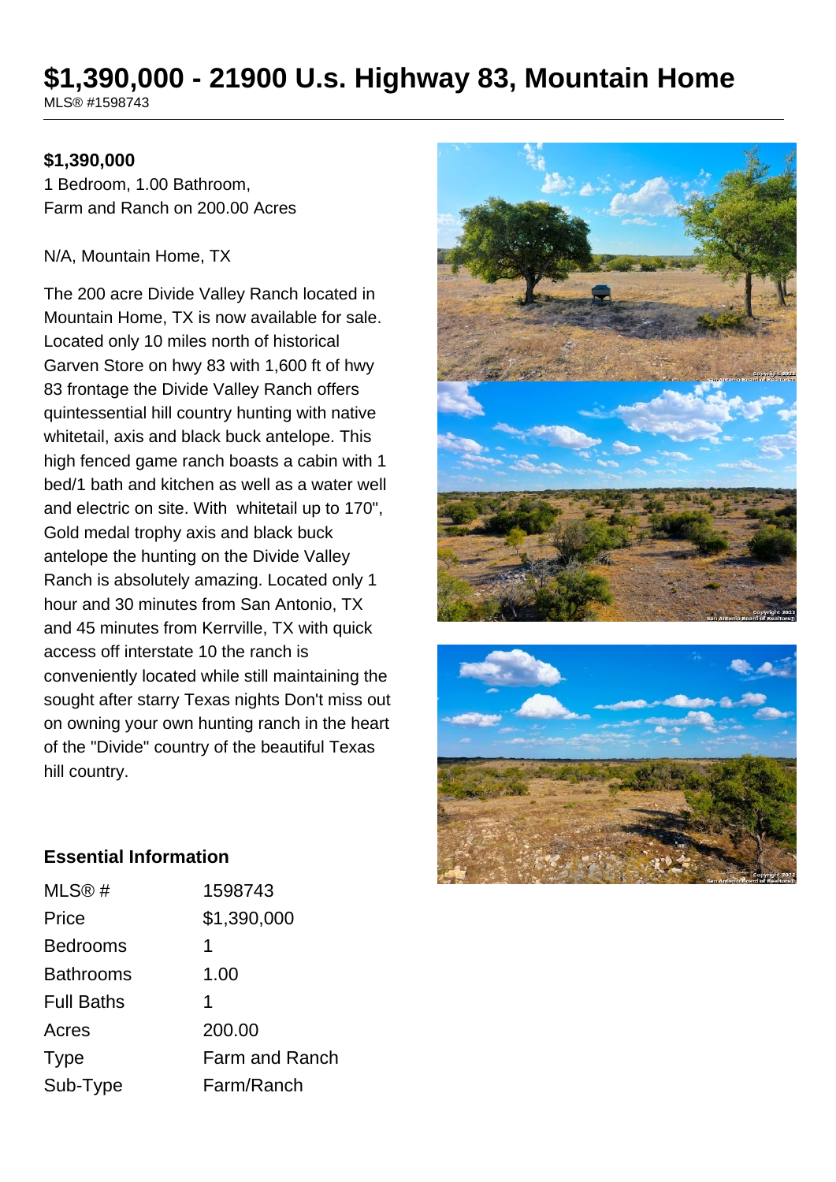# $1,390,000 - 21900 U.s. Highway 83, Mountain Home

MLS® #1598743

**$1,390,000**

1 Bedroom, 1.00 Bathroom,
Farm and Ranch on 200.00 Acres

N/A, Mountain Home, TX

The 200 acre Divide Valley Ranch located in Mountain Home, TX is now available for sale. Located only 10 miles north of historical Garven Store on hwy 83 with 1,600 ft of hwy 83 frontage the Divide Valley Ranch offers quintessential hill country hunting with native whitetail, axis and black buck antelope. This high fenced game ranch boasts a cabin with 1 bed/1 bath and kitchen as well as a water well and electric on site. With whitetail up to 170", Gold medal trophy axis and black buck antelope the hunting on the Divide Valley Ranch is absolutely amazing. Located only 1 hour and 30 minutes from San Antonio, TX and 45 minutes from Kerrville, TX with quick access off interstate 10 the ranch is conveniently located while still maintaining the sought after starry Texas nights Don't miss out on owning your own hunting ranch in the heart of the "Divide" country of the beautiful Texas hill country.

## Essential Information

| | |
|---|---|
| MLS® # | 1598743 |
| Price | $1,390,000 |
| Bedrooms | 1 |
| Bathrooms | 1.00 |
| Full Baths | 1 |
| Acres | 200.00 |
| Type | Farm and Ranch |
| Sub-Type | Farm/Ranch |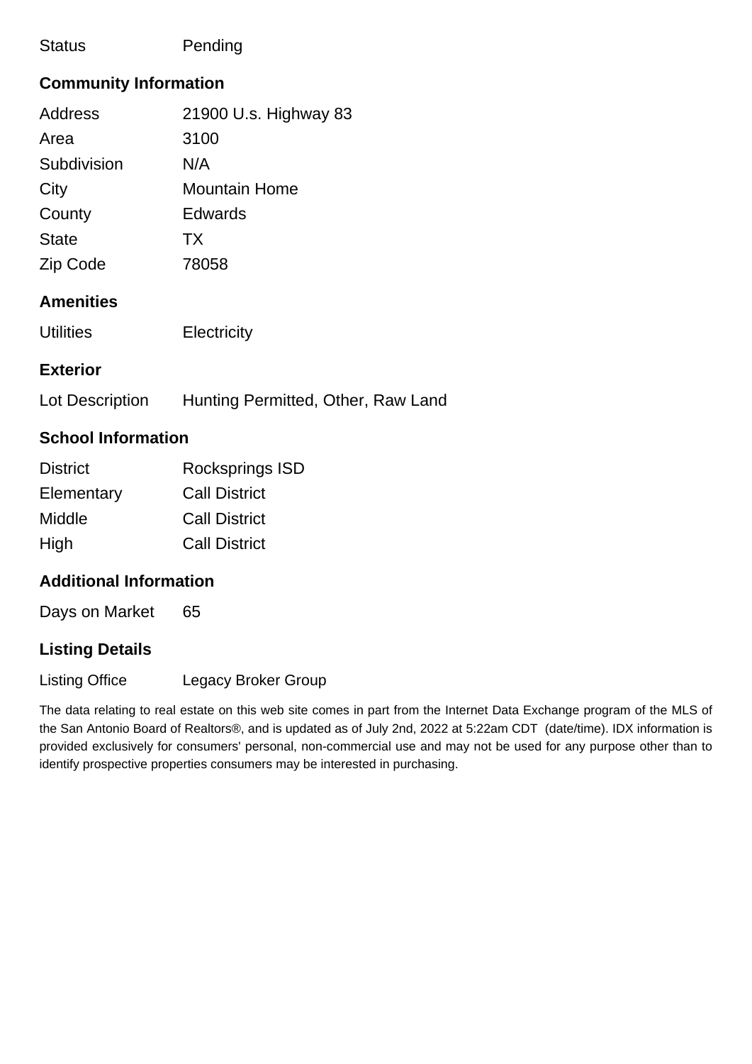| | |
|---|---|
| Status | Pending |

## Community Information

| | |
|---|---|
| Address | 21900 U.s. Highway 83 |
| Area | 3100 |
| Subdivision | N/A |
| City | Mountain Home |
| County | Edwards |
| State | TX |
| Zip Code | 78058 |

## Amenities

| | |
|---|---|
| Utilities | Electricity |

## Exterior

| | |
|---|---|
| Lot Description | Hunting Permitted, Other, Raw Land |

## School Information

| | |
|---|---|
| District | Rocksprings ISD |
| Elementary | Call District |
| Middle | Call District |
| High | Call District |

## Additional Information

| | |
|---|---|
| Days on Market | 65 |

## Listing Details

| | |
|---|---|
| Listing Office | Legacy Broker Group |

The data relating to real estate on this web site comes in part from the Internet Data Exchange program of the MLS of the San Antonio Board of Realtors®, and is updated as of July 2nd, 2022 at 5:22am CDT (date/time). IDX information is provided exclusively for consumers' personal, non-commercial use and may not be used for any purpose other than to identify prospective properties consumers may be interested in purchasing.